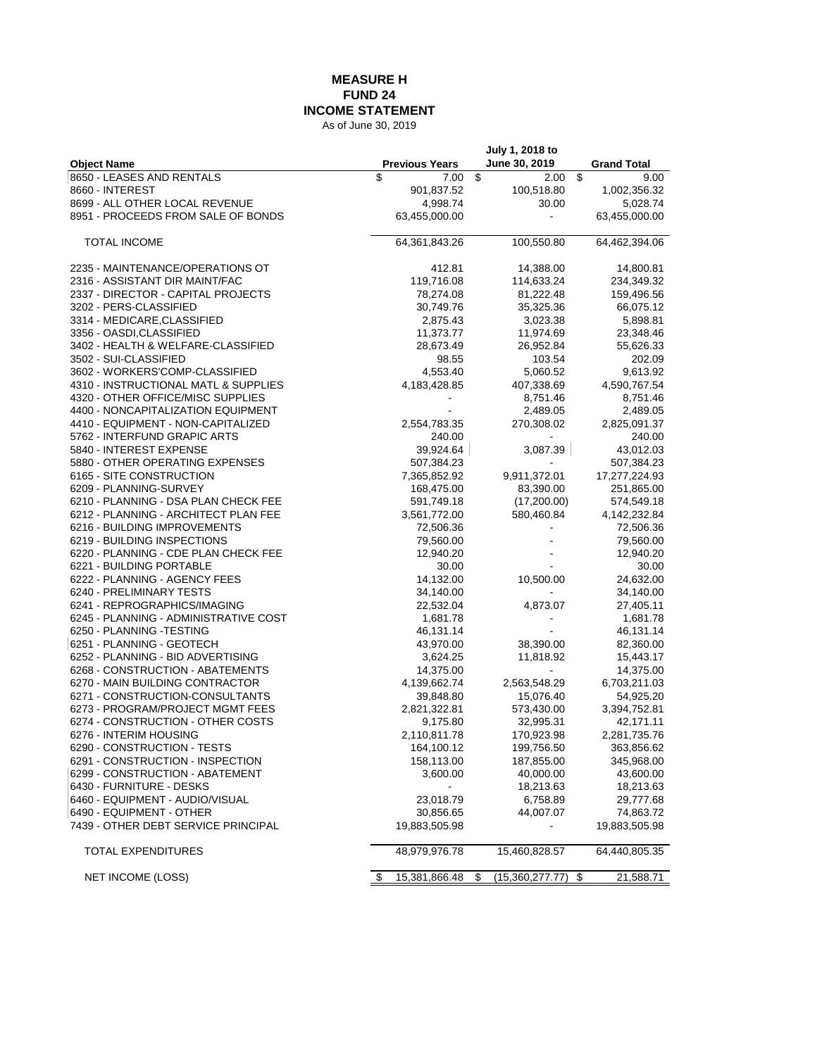# MEASURE H
## FUND 24
## INCOME STATEMENT

As of June 30, 2019

| Object Name | Previous Years | July 1, 2018 to June 30, 2019 | Grand Total |
|---|---|---|---|
| 8650 - LEASES AND RENTALS | $ 7.00 | $ 2.00 | $ 9.00 |
| 8660 - INTEREST | 901,837.52 | 100,518.80 | 1,002,356.32 |
| 8699 - ALL OTHER LOCAL REVENUE | 4,998.74 | 30.00 | 5,028.74 |
| 8951 - PROCEEDS FROM SALE OF BONDS | 63,455,000.00 | - | 63,455,000.00 |
| TOTAL INCOME | 64,361,843.26 | 100,550.80 | 64,462,394.06 |
| 2235 - MAINTENANCE/OPERATIONS OT | 412.81 | 14,388.00 | 14,800.81 |
| 2316 - ASSISTANT DIR MAINT/FAC | 119,716.08 | 114,633.24 | 234,349.32 |
| 2337 - DIRECTOR - CAPITAL PROJECTS | 78,274.08 | 81,222.48 | 159,496.56 |
| 3202 - PERS-CLASSIFIED | 30,749.76 | 35,325.36 | 66,075.12 |
| 3314 - MEDICARE,CLASSIFIED | 2,875.43 | 3,023.38 | 5,898.81 |
| 3356 - OASDI,CLASSIFIED | 11,373.77 | 11,974.69 | 23,348.46 |
| 3402 - HEALTH & WELFARE-CLASSIFIED | 28,673.49 | 26,952.84 | 55,626.33 |
| 3502 - SUI-CLASSIFIED | 98.55 | 103.54 | 202.09 |
| 3602 - WORKERS'COMP-CLASSIFIED | 4,553.40 | 5,060.52 | 9,613.92 |
| 4310 - INSTRUCTIONAL MATL & SUPPLIES | 4,183,428.85 | 407,338.69 | 4,590,767.54 |
| 4320 - OTHER OFFICE/MISC SUPPLIES | - | 8,751.46 | 8,751.46 |
| 4400 - NONCAPITALIZATION EQUIPMENT | - | 2,489.05 | 2,489.05 |
| 4410 - EQUIPMENT - NON-CAPITALIZED | 2,554,783.35 | 270,308.02 | 2,825,091.37 |
| 5762 - INTERFUND GRAPIC ARTS | 240.00 | - | 240.00 |
| 5840 - INTEREST EXPENSE | 39,924.64 | 3,087.39 | 43,012.03 |
| 5880 - OTHER OPERATING EXPENSES | 507,384.23 | - | 507,384.23 |
| 6165 - SITE CONSTRUCTION | 7,365,852.92 | 9,911,372.01 | 17,277,224.93 |
| 6209 - PLANNING-SURVEY | 168,475.00 | 83,390.00 | 251,865.00 |
| 6210 - PLANNING - DSA PLAN CHECK FEE | 591,749.18 | (17,200.00) | 574,549.18 |
| 6212 - PLANNING - ARCHITECT PLAN FEE | 3,561,772.00 | 580,460.84 | 4,142,232.84 |
| 6216 - BUILDING IMPROVEMENTS | 72,506.36 | - | 72,506.36 |
| 6219 - BUILDING INSPECTIONS | 79,560.00 | - | 79,560.00 |
| 6220 - PLANNING - CDE PLAN CHECK FEE | 12,940.20 | - | 12,940.20 |
| 6221 - BUILDING PORTABLE | 30.00 | - | 30.00 |
| 6222 - PLANNING - AGENCY FEES | 14,132.00 | 10,500.00 | 24,632.00 |
| 6240 - PRELIMINARY TESTS | 34,140.00 | - | 34,140.00 |
| 6241 - REPROGRAPHICS/IMAGING | 22,532.04 | 4,873.07 | 27,405.11 |
| 6245 - PLANNING - ADMINISTRATIVE COST | 1,681.78 | - | 1,681.78 |
| 6250 - PLANNING -TESTING | 46,131.14 | - | 46,131.14 |
| 6251 - PLANNING - GEOTECH | 43,970.00 | 38,390.00 | 82,360.00 |
| 6252 - PLANNING - BID ADVERTISING | 3,624.25 | 11,818.92 | 15,443.17 |
| 6268 - CONSTRUCTION - ABATEMENTS | 14,375.00 | - | 14,375.00 |
| 6270 - MAIN BUILDING CONTRACTOR | 4,139,662.74 | 2,563,548.29 | 6,703,211.03 |
| 6271 - CONSTRUCTION-CONSULTANTS | 39,848.80 | 15,076.40 | 54,925.20 |
| 6273 - PROGRAM/PROJECT MGMT FEES | 2,821,322.81 | 573,430.00 | 3,394,752.81 |
| 6274 - CONSTRUCTION - OTHER COSTS | 9,175.80 | 32,995.31 | 42,171.11 |
| 6276 - INTERIM HOUSING | 2,110,811.78 | 170,923.98 | 2,281,735.76 |
| 6290 - CONSTRUCTION - TESTS | 164,100.12 | 199,756.50 | 363,856.62 |
| 6291 - CONSTRUCTION - INSPECTION | 158,113.00 | 187,855.00 | 345,968.00 |
| 6299 - CONSTRUCTION - ABATEMENT | 3,600.00 | 40,000.00 | 43,600.00 |
| 6430 - FURNITURE - DESKS | - | 18,213.63 | 18,213.63 |
| 6460 - EQUIPMENT - AUDIO/VISUAL | 23,018.79 | 6,758.89 | 29,777.68 |
| 6490 - EQUIPMENT - OTHER | 30,856.65 | 44,007.07 | 74,863.72 |
| 7439 - OTHER DEBT SERVICE PRINCIPAL | 19,883,505.98 | - | 19,883,505.98 |
| TOTAL EXPENDITURES | 48,979,976.78 | 15,460,828.57 | 64,440,805.35 |
| NET INCOME (LOSS) | $ 15,381,866.48 | $ (15,360,277.77) | $ 21,588.71 |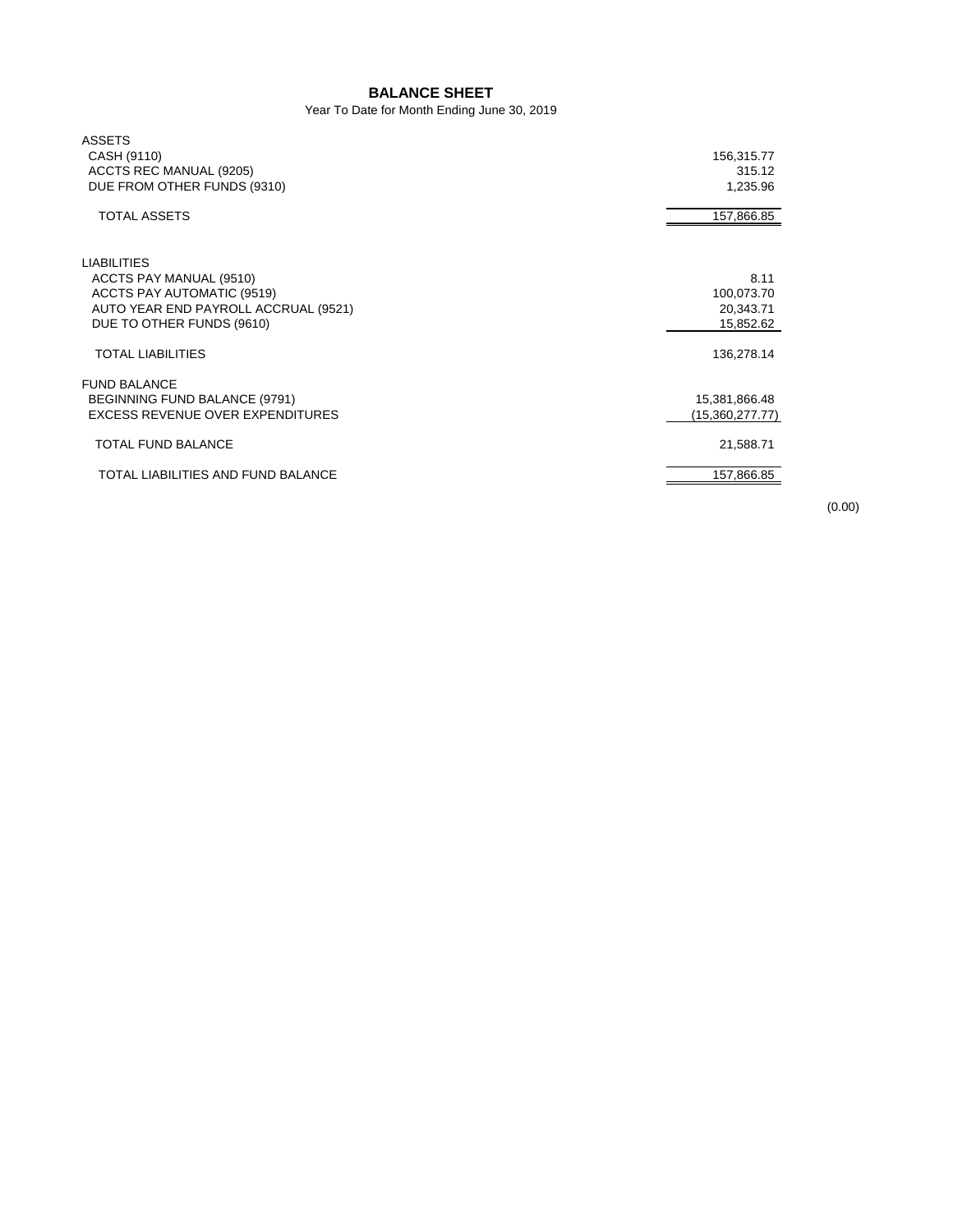# BALANCE SHEET

Year To Date for Month Ending June 30, 2019

| | |
|---|---|
| **ASSETS** | |
| CASH (9110) | 156,315.77 |
| ACCTS REC MANUAL (9205) | 315.12 |
| DUE FROM OTHER FUNDS (9310) | 1,235.96 |
| TOTAL ASSETS | 157,866.85 |
| | |
| **LIABILITIES** | |
| ACCTS PAY MANUAL (9510) | 8.11 |
| ACCTS PAY AUTOMATIC (9519) | 100,073.70 |
| AUTO YEAR END PAYROLL ACCRUAL (9521) | 20,343.71 |
| DUE TO OTHER FUNDS (9610) | 15,852.62 |
| TOTAL LIABILITIES | 136,278.14 |
| | |
| **FUND BALANCE** | |
| BEGINNING FUND BALANCE (9791) | 15,381,866.48 |
| EXCESS REVENUE OVER EXPENDITURES | (15,360,277.77) |
| TOTAL FUND BALANCE | 21,588.71 |
| TOTAL LIABILITIES AND FUND BALANCE | 157,866.85 |

(0.00)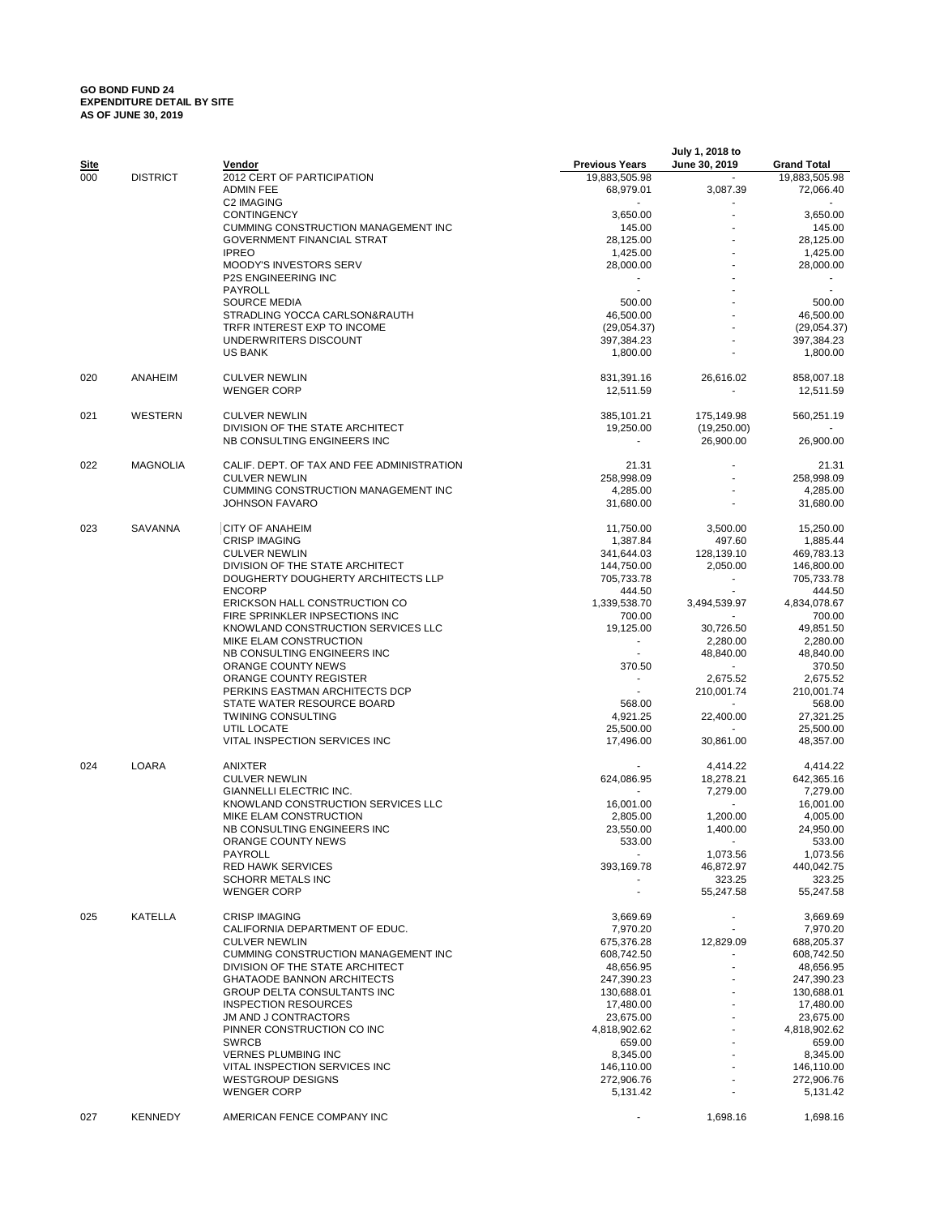**GO BOND FUND 24**
**EXPENDITURE DETAIL BY SITE**
**AS OF JUNE 30, 2019**

| Site | | Vendor | Previous Years | July 1, 2018 to June 30, 2019 | Grand Total |
|---|---|---|---|---|---|
| 000 | DISTRICT | 2012 CERT OF PARTICIPATION | 19,883,505.98 | - | 19,883,505.98 |
| | | ADMIN FEE | 68,979.01 | 3,087.39 | 72,066.40 |
| | | C2 IMAGING | - | - | - |
| | | CONTINGENCY | 3,650.00 | - | 3,650.00 |
| | | CUMMING CONSTRUCTION MANAGEMENT INC | 145.00 | - | 145.00 |
| | | GOVERNMENT FINANCIAL STRAT | 28,125.00 | - | 28,125.00 |
| | | IPREO | 1,425.00 | - | 1,425.00 |
| | | MOODY'S INVESTORS SERV | 28,000.00 | - | 28,000.00 |
| | | P2S ENGINEERING INC | - | - | - |
| | | PAYROLL | - | - | - |
| | | SOURCE MEDIA | 500.00 | - | 500.00 |
| | | STRADLING YOCCA CARLSON&RAUTH | 46,500.00 | - | 46,500.00 |
| | | TRFR INTEREST EXP TO INCOME | (29,054.37) | - | (29,054.37) |
| | | UNDERWRITERS DISCOUNT | 397,384.23 | - | 397,384.23 |
| | | US BANK | 1,800.00 | - | 1,800.00 |
| 020 | ANAHEIM | CULVER NEWLIN | 831,391.16 | 26,616.02 | 858,007.18 |
| | | WENGER CORP | 12,511.59 | - | 12,511.59 |
| 021 | WESTERN | CULVER NEWLIN | 385,101.21 | 175,149.98 | 560,251.19 |
| | | DIVISION OF THE STATE ARCHITECT | 19,250.00 | (19,250.00) | - |
| | | NB CONSULTING ENGINEERS INC | - | 26,900.00 | 26,900.00 |
| 022 | MAGNOLIA | CALIF. DEPT. OF TAX AND FEE ADMINISTRATION | 21.31 | - | 21.31 |
| | | CULVER NEWLIN | 258,998.09 | - | 258,998.09 |
| | | CUMMING CONSTRUCTION MANAGEMENT INC | 4,285.00 | - | 4,285.00 |
| | | JOHNSON FAVARO | 31,680.00 | - | 31,680.00 |
| 023 | SAVANNA | CITY OF ANAHEIM | 11,750.00 | 3,500.00 | 15,250.00 |
| | | CRISP IMAGING | 1,387.84 | 497.60 | 1,885.44 |
| | | CULVER NEWLIN | 341,644.03 | 128,139.10 | 469,783.13 |
| | | DIVISION OF THE STATE ARCHITECT | 144,750.00 | 2,050.00 | 146,800.00 |
| | | DOUGHERTY DOUGHERTY ARCHITECTS LLP | 705,733.78 | - | 705,733.78 |
| | | ENCORP | 444.50 | - | 444.50 |
| | | ERICKSON HALL CONSTRUCTION CO | 1,339,538.70 | 3,494,539.97 | 4,834,078.67 |
| | | FIRE SPRINKLER INPSECTIONS INC | 700.00 | - | 700.00 |
| | | KNOWLAND CONSTRUCTION SERVICES LLC | 19,125.00 | 30,726.50 | 49,851.50 |
| | | MIKE ELAM CONSTRUCTION | - | 2,280.00 | 2,280.00 |
| | | NB CONSULTING ENGINEERS INC | - | 48,840.00 | 48,840.00 |
| | | ORANGE COUNTY NEWS | 370.50 | - | 370.50 |
| | | ORANGE COUNTY REGISTER | - | 2,675.52 | 2,675.52 |
| | | PERKINS EASTMAN ARCHITECTS DCP | - | 210,001.74 | 210,001.74 |
| | | STATE WATER RESOURCE BOARD | 568.00 | - | 568.00 |
| | | TWINING CONSULTING | 4,921.25 | 22,400.00 | 27,321.25 |
| | | UTIL LOCATE | 25,500.00 | - | 25,500.00 |
| | | VITAL INSPECTION SERVICES INC | 17,496.00 | 30,861.00 | 48,357.00 |
| 024 | LOARA | ANIXTER | - | 4,414.22 | 4,414.22 |
| | | CULVER NEWLIN | 624,086.95 | 18,278.21 | 642,365.16 |
| | | GIANNELLI ELECTRIC INC. | - | 7,279.00 | 7,279.00 |
| | | KNOWLAND CONSTRUCTION SERVICES LLC | 16,001.00 | - | 16,001.00 |
| | | MIKE ELAM CONSTRUCTION | 2,805.00 | 1,200.00 | 4,005.00 |
| | | NB CONSULTING ENGINEERS INC | 23,550.00 | 1,400.00 | 24,950.00 |
| | | ORANGE COUNTY NEWS | 533.00 | - | 533.00 |
| | | PAYROLL | - | 1,073.56 | 1,073.56 |
| | | RED HAWK SERVICES | 393,169.78 | 46,872.97 | 440,042.75 |
| | | SCHORR METALS INC | - | 323.25 | 323.25 |
| | | WENGER CORP | - | 55,247.58 | 55,247.58 |
| 025 | KATELLA | CRISP IMAGING | 3,669.69 | - | 3,669.69 |
| | | CALIFORNIA DEPARTMENT OF EDUC. | 7,970.20 | - | 7,970.20 |
| | | CULVER NEWLIN | 675,376.28 | 12,829.09 | 688,205.37 |
| | | CUMMING CONSTRUCTION MANAGEMENT INC | 608,742.50 | - | 608,742.50 |
| | | DIVISION OF THE STATE ARCHITECT | 48,656.95 | - | 48,656.95 |
| | | GHATAODE BANNON ARCHITECTS | 247,390.23 | - | 247,390.23 |
| | | GROUP DELTA CONSULTANTS INC | 130,688.01 | - | 130,688.01 |
| | | INSPECTION RESOURCES | 17,480.00 | - | 17,480.00 |
| | | JM AND J CONTRACTORS | 23,675.00 | - | 23,675.00 |
| | | PINNER CONSTRUCTION CO INC | 4,818,902.62 | - | 4,818,902.62 |
| | | SWRCB | 659.00 | - | 659.00 |
| | | VERNES PLUMBING INC | 8,345.00 | - | 8,345.00 |
| | | VITAL INSPECTION SERVICES INC | 146,110.00 | - | 146,110.00 |
| | | WESTGROUP DESIGNS | 272,906.76 | - | 272,906.76 |
| | | WENGER CORP | 5,131.42 | - | 5,131.42 |
| 027 | KENNEDY | AMERICAN FENCE COMPANY INC | - | 1,698.16 | 1,698.16 |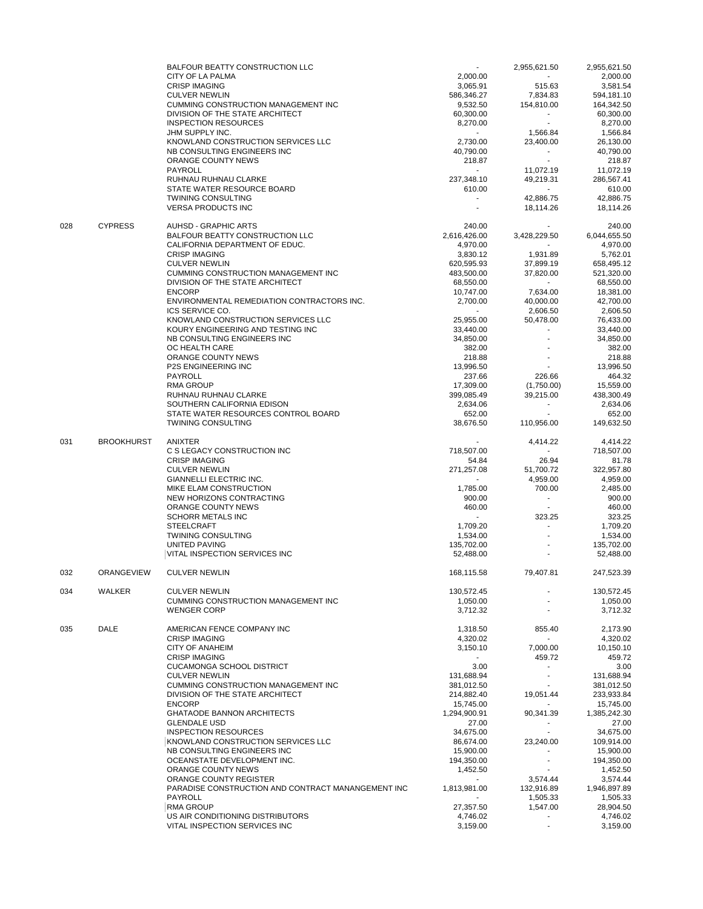| | | | | | |
|---|---|---|---|---|---|
| | | BALFOUR BEATTY CONSTRUCTION LLC | - | 2,955,621.50 | 2,955,621.50 |
| | | CITY OF LA PALMA | 2,000.00 | - | 2,000.00 |
| | | CRISP IMAGING | 3,065.91 | 515.63 | 3,581.54 |
| | | CULVER NEWLIN | 586,346.27 | 7,834.83 | 594,181.10 |
| | | CUMMING CONSTRUCTION MANAGEMENT INC | 9,532.50 | 154,810.00 | 164,342.50 |
| | | DIVISION OF THE STATE ARCHITECT | 60,300.00 | - | 60,300.00 |
| | | INSPECTION RESOURCES | 8,270.00 | - | 8,270.00 |
| | | JHM SUPPLY INC. | - | 1,566.84 | 1,566.84 |
| | | KNOWLAND CONSTRUCTION SERVICES LLC | 2,730.00 | 23,400.00 | 26,130.00 |
| | | NB CONSULTING ENGINEERS INC | 40,790.00 | - | 40,790.00 |
| | | ORANGE COUNTY NEWS | 218.87 | - | 218.87 |
| | | PAYROLL | - | 11,072.19 | 11,072.19 |
| | | RUHNAU RUHNAU CLARKE | 237,348.10 | 49,219.31 | 286,567.41 |
| | | STATE WATER RESOURCE BOARD | 610.00 | - | 610.00 |
| | | TWINING CONSULTING | - | 42,886.75 | 42,886.75 |
| | | VERSA PRODUCTS INC | - | 18,114.26 | 18,114.26 |
| 028 | CYPRESS | AUHSD - GRAPHIC ARTS | 240.00 | - | 240.00 |
| | | BALFOUR BEATTY CONSTRUCTION LLC | 2,616,426.00 | 3,428,229.50 | 6,044,655.50 |
| | | CALIFORNIA DEPARTMENT OF EDUC. | 4,970.00 | - | 4,970.00 |
| | | CRISP IMAGING | 3,830.12 | 1,931.89 | 5,762.01 |
| | | CULVER NEWLIN | 620,595.93 | 37,899.19 | 658,495.12 |
| | | CUMMING CONSTRUCTION MANAGEMENT INC | 483,500.00 | 37,820.00 | 521,320.00 |
| | | DIVISION OF THE STATE ARCHITECT | 68,550.00 | - | 68,550.00 |
| | | ENCORP | 10,747.00 | 7,634.00 | 18,381.00 |
| | | ENVIRONMENTAL REMEDIATION CONTRACTORS INC. | 2,700.00 | 40,000.00 | 42,700.00 |
| | | ICS SERVICE CO. | - | 2,606.50 | 2,606.50 |
| | | KNOWLAND CONSTRUCTION SERVICES LLC | 25,955.00 | 50,478.00 | 76,433.00 |
| | | KOURY ENGINEERING AND TESTING INC | 33,440.00 | - | 33,440.00 |
| | | NB CONSULTING ENGINEERS INC | 34,850.00 | - | 34,850.00 |
| | | OC HEALTH CARE | 382.00 | - | 382.00 |
| | | ORANGE COUNTY NEWS | 218.88 | - | 218.88 |
| | | P2S ENGINEERING INC | 13,996.50 | - | 13,996.50 |
| | | PAYROLL | 237.66 | 226.66 | 464.32 |
| | | RMA GROUP | 17,309.00 | (1,750.00) | 15,559.00 |
| | | RUHNAU RUHNAU CLARKE | 399,085.49 | 39,215.00 | 438,300.49 |
| | | SOUTHERN CALIFORNIA EDISON | 2,634.06 | - | 2,634.06 |
| | | STATE WATER RESOURCES CONTROL BOARD | 652.00 | - | 652.00 |
| | | TWINING CONSULTING | 38,676.50 | 110,956.00 | 149,632.50 |
| 031 | BROOKHURST | ANIXTER | - | 4,414.22 | 4,414.22 |
| | | C S LEGACY CONSTRUCTION INC | 718,507.00 | - | 718,507.00 |
| | | CRISP IMAGING | 54.84 | 26.94 | 81.78 |
| | | CULVER NEWLIN | 271,257.08 | 51,700.72 | 322,957.80 |
| | | GIANNELLI ELECTRIC INC. | - | 4,959.00 | 4,959.00 |
| | | MIKE ELAM CONSTRUCTION | 1,785.00 | 700.00 | 2,485.00 |
| | | NEW HORIZONS CONTRACTING | 900.00 | - | 900.00 |
| | | ORANGE COUNTY NEWS | 460.00 | - | 460.00 |
| | | SCHORR METALS INC | - | 323.25 | 323.25 |
| | | STEELCRAFT | 1,709.20 | - | 1,709.20 |
| | | TWINING CONSULTING | 1,534.00 | - | 1,534.00 |
| | | UNITED PAVING | 135,702.00 | - | 135,702.00 |
| | | VITAL INSPECTION SERVICES INC | 52,488.00 | - | 52,488.00 |
| 032 | ORANGEVIEW | CULVER NEWLIN | 168,115.58 | 79,407.81 | 247,523.39 |
| 034 | WALKER | CULVER NEWLIN | 130,572.45 | - | 130,572.45 |
| | | CUMMING CONSTRUCTION MANAGEMENT INC | 1,050.00 | - | 1,050.00 |
| | | WENGER CORP | 3,712.32 | - | 3,712.32 |
| 035 | DALE | AMERICAN FENCE COMPANY INC | 1,318.50 | 855.40 | 2,173.90 |
| | | CRISP IMAGING | 4,320.02 | - | 4,320.02 |
| | | CITY OF ANAHEIM | 3,150.10 | 7,000.00 | 10,150.10 |
| | | CRISP IMAGING | - | 459.72 | 459.72 |
| | | CUCAMONGA SCHOOL DISTRICT | 3.00 | - | 3.00 |
| | | CULVER NEWLIN | 131,688.94 | - | 131,688.94 |
| | | CUMMING CONSTRUCTION MANAGEMENT INC | 381,012.50 | - | 381,012.50 |
| | | DIVISION OF THE STATE ARCHITECT | 214,882.40 | 19,051.44 | 233,933.84 |
| | | ENCORP | 15,745.00 | - | 15,745.00 |
| | | GHATAODE BANNON ARCHITECTS | 1,294,900.91 | 90,341.39 | 1,385,242.30 |
| | | GLENDALE USD | 27.00 | - | 27.00 |
| | | INSPECTION RESOURCES | 34,675.00 | - | 34,675.00 |
| | | KNOWLAND CONSTRUCTION SERVICES LLC | 86,674.00 | 23,240.00 | 109,914.00 |
| | | NB CONSULTING ENGINEERS INC | 15,900.00 | - | 15,900.00 |
| | | OCEANSTATE DEVELOPMENT INC. | 194,350.00 | - | 194,350.00 |
| | | ORANGE COUNTY NEWS | 1,452.50 | - | 1,452.50 |
| | | ORANGE COUNTY REGISTER | - | 3,574.44 | 3,574.44 |
| | | PARADISE CONSTRUCTION AND CONTRACT MANANGEMENT INC | 1,813,981.00 | 132,916.89 | 1,946,897.89 |
| | | PAYROLL | - | 1,505.33 | 1,505.33 |
| | | RMA GROUP | 27,357.50 | 1,547.00 | 28,904.50 |
| | | US AIR CONDITIONING DISTRIBUTORS | 4,746.02 | - | 4,746.02 |
| | | VITAL INSPECTION SERVICES INC | 3,159.00 | - | 3,159.00 |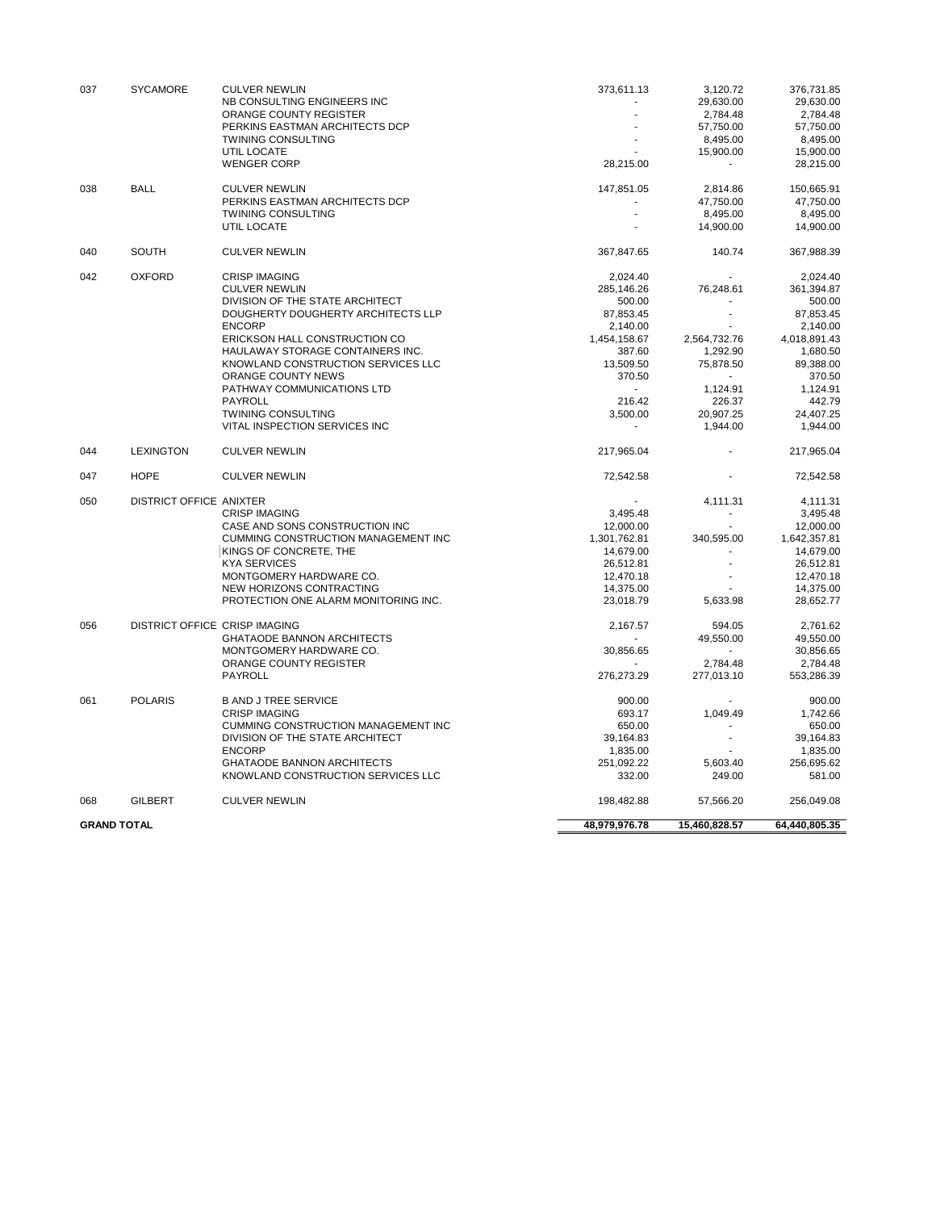| | | | | | |
|---|---|---|---|---|---|
| 037 | SYCAMORE | CULVER NEWLIN | 373,611.13 | 3,120.72 | 376,731.85 |
| | | NB CONSULTING ENGINEERS INC | - | 29,630.00 | 29,630.00 |
| | | ORANGE COUNTY REGISTER | - | 2,784.48 | 2,784.48 |
| | | PERKINS EASTMAN ARCHITECTS DCP | - | 57,750.00 | 57,750.00 |
| | | TWINING CONSULTING | - | 8,495.00 | 8,495.00 |
| | | UTIL LOCATE | - | 15,900.00 | 15,900.00 |
| | | WENGER CORP | 28,215.00 | - | 28,215.00 |
| 038 | BALL | CULVER NEWLIN | 147,851.05 | 2,814.86 | 150,665.91 |
| | | PERKINS EASTMAN ARCHITECTS DCP | - | 47,750.00 | 47,750.00 |
| | | TWINING CONSULTING | - | 8,495.00 | 8,495.00 |
| | | UTIL LOCATE | - | 14,900.00 | 14,900.00 |
| 040 | SOUTH | CULVER NEWLIN | 367,847.65 | 140.74 | 367,988.39 |
| 042 | OXFORD | CRISP IMAGING | 2,024.40 | - | 2,024.40 |
| | | CULVER NEWLIN | 285,146.26 | 76,248.61 | 361,394.87 |
| | | DIVISION OF THE STATE ARCHITECT | 500.00 | - | 500.00 |
| | | DOUGHERTY DOUGHERTY ARCHITECTS LLP | 87,853.45 | - | 87,853.45 |
| | | ENCORP | 2,140.00 | - | 2,140.00 |
| | | ERICKSON HALL CONSTRUCTION CO | 1,454,158.67 | 2,564,732.76 | 4,018,891.43 |
| | | HAULAWAY STORAGE CONTAINERS INC. | 387.60 | 1,292.90 | 1,680.50 |
| | | KNOWLAND CONSTRUCTION SERVICES LLC | 13,509.50 | 75,878.50 | 89,388.00 |
| | | ORANGE COUNTY NEWS | 370.50 | - | 370.50 |
| | | PATHWAY COMMUNICATIONS LTD | - | 1,124.91 | 1,124.91 |
| | | PAYROLL | 216.42 | 226.37 | 442.79 |
| | | TWINING CONSULTING | 3,500.00 | 20,907.25 | 24,407.25 |
| | | VITAL INSPECTION SERVICES INC | - | 1,944.00 | 1,944.00 |
| 044 | LEXINGTON | CULVER NEWLIN | 217,965.04 | - | 217,965.04 |
| 047 | HOPE | CULVER NEWLIN | 72,542.58 | - | 72,542.58 |
| 050 | DISTRICT OFFICE | ANIXTER | - | 4,111.31 | 4,111.31 |
| | | CRISP IMAGING | 3,495.48 | - | 3,495.48 |
| | | CASE AND SONS CONSTRUCTION INC | 12,000.00 | - | 12,000.00 |
| | | CUMMING CONSTRUCTION MANAGEMENT INC | 1,301,762.81 | 340,595.00 | 1,642,357.81 |
| | | KINGS OF CONCRETE, THE | 14,679.00 | - | 14,679.00 |
| | | KYA SERVICES | 26,512.81 | - | 26,512.81 |
| | | MONTGOMERY HARDWARE CO. | 12,470.18 | - | 12,470.18 |
| | | NEW HORIZONS CONTRACTING | 14,375.00 | - | 14,375.00 |
| | | PROTECTION ONE ALARM MONITORING INC. | 23,018.79 | 5,633.98 | 28,652.77 |
| 056 | DISTRICT OFFICE | CRISP IMAGING | 2,167.57 | 594.05 | 2,761.62 |
| | | GHATAODE BANNON ARCHITECTS | - | 49,550.00 | 49,550.00 |
| | | MONTGOMERY HARDWARE CO. | 30,856.65 | - | 30,856.65 |
| | | ORANGE COUNTY REGISTER | - | 2,784.48 | 2,784.48 |
| | | PAYROLL | 276,273.29 | 277,013.10 | 553,286.39 |
| 061 | POLARIS | B AND J TREE SERVICE | 900.00 | - | 900.00 |
| | | CRISP IMAGING | 693.17 | 1,049.49 | 1,742.66 |
| | | CUMMING CONSTRUCTION MANAGEMENT INC | 650.00 | - | 650.00 |
| | | DIVISION OF THE STATE ARCHITECT | 39,164.83 | - | 39,164.83 |
| | | ENCORP | 1,835.00 | - | 1,835.00 |
| | | GHATAODE BANNON ARCHITECTS | 251,092.22 | 5,603.40 | 256,695.62 |
| | | KNOWLAND CONSTRUCTION SERVICES LLC | 332.00 | 249.00 | 581.00 |
| 068 | GILBERT | CULVER NEWLIN | 198,482.88 | 57,566.20 | 256,049.08 |
| **GRAND TOTAL** | | | **48,979,976.78** | **15,460,828.57** | **64,440,805.35** |